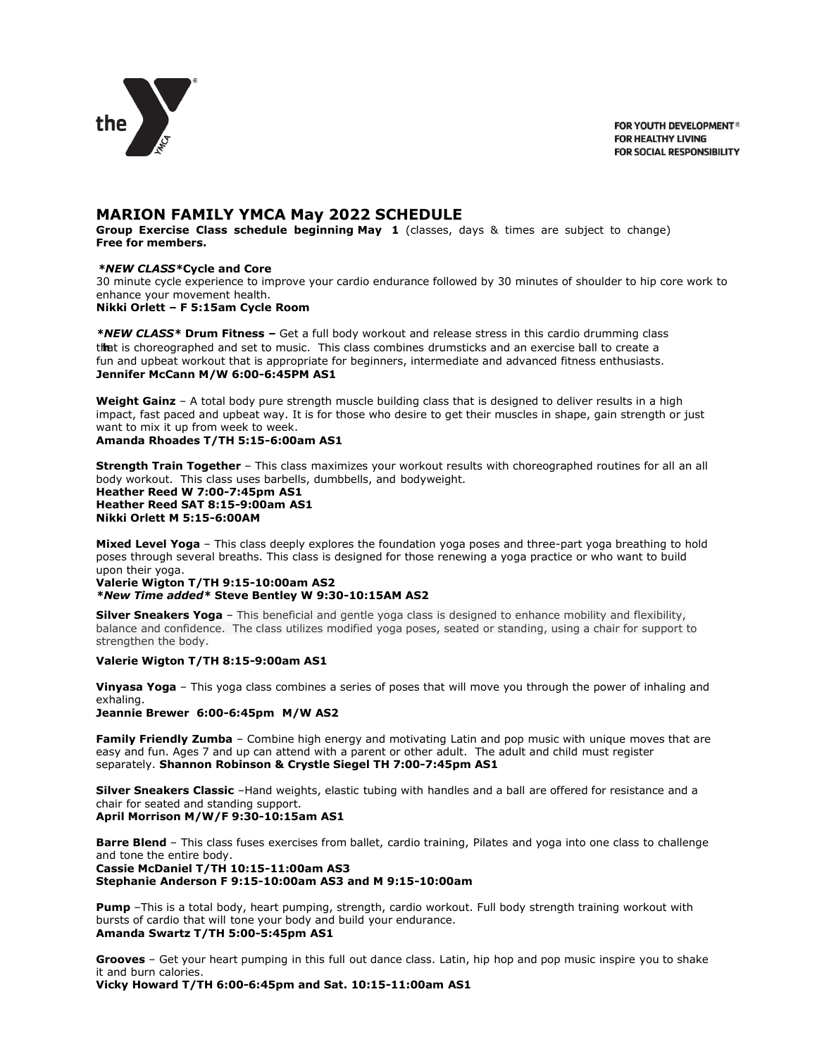FOR YOUTH DEVELOPMENT®
FOR HEALTHY LIVING
FOR SOCIAL RESPONSIBILITY

# MARION FAMILY YMCA May 2022 SCHEDULE

**Group Exercise Class schedule beginning May 1** (classes, days & times are subject to change)
**Free for members.**

***NEW CLASS*Cycle and Core**
30 minute cycle experience to improve your cardio endurance followed by 30 minutes of shoulder to hip core work to enhance your movement health.
**Nikki Orlett – F 5:15am Cycle Room**

***NEW CLASS* Drum Fitness –** Get a full body workout and release stress in this cardio drumming class that is choreographed and set to music. This class combines drumsticks and an exercise ball to create a fun and upbeat workout that is appropriate for beginners, intermediate and advanced fitness enthusiasts.
**Jennifer McCann M/W 6:00-6:45PM AS1**

**Weight Gainz** – A total body pure strength muscle building class that is designed to deliver results in a high impact, fast paced and upbeat way. It is for those who desire to get their muscles in shape, gain strength or just want to mix it up from week to week.
**Amanda Rhoades T/TH 5:15-6:00am AS1**

**Strength Train Together** – This class maximizes your workout results with choreographed routines for all an all body workout. This class uses barbells, dumbbells, and bodyweight.
**Heather Reed W 7:00-7:45pm AS1**
**Heather Reed SAT 8:15-9:00am AS1**
**Nikki Orlett M 5:15-6:00AM**

**Mixed Level Yoga** – This class deeply explores the foundation yoga poses and three-part yoga breathing to hold poses through several breaths. This class is designed for those renewing a yoga practice or who want to build upon their yoga.
**Valerie Wigton T/TH 9:15-10:00am AS2**
***New Time added* Steve Bentley W 9:30-10:15AM AS2**

**Silver Sneakers Yoga** – This beneficial and gentle yoga class is designed to enhance mobility and flexibility, balance and confidence. The class utilizes modified yoga poses, seated or standing, using a chair for support to strengthen the body.

**Valerie Wigton T/TH 8:15-9:00am AS1**

**Vinyasa Yoga** – This yoga class combines a series of poses that will move you through the power of inhaling and exhaling.
**Jeannie Brewer 6:00-6:45pm M/W AS2**

**Family Friendly Zumba** – Combine high energy and motivating Latin and pop music with unique moves that are easy and fun. Ages 7 and up can attend with a parent or other adult. The adult and child must register separately. **Shannon Robinson & Crystle Siegel TH 7:00-7:45pm AS1**

**Silver Sneakers Classic** –Hand weights, elastic tubing with handles and a ball are offered for resistance and a chair for seated and standing support.
**April Morrison M/W/F 9:30-10:15am AS1**

**Barre Blend** – This class fuses exercises from ballet, cardio training, Pilates and yoga into one class to challenge and tone the entire body.
**Cassie McDaniel T/TH 10:15-11:00am AS3**
**Stephanie Anderson F 9:15-10:00am AS3 and M 9:15-10:00am**

**Pump** –This is a total body, heart pumping, strength, cardio workout. Full body strength training workout with bursts of cardio that will tone your body and build your endurance.
**Amanda Swartz T/TH 5:00-5:45pm AS1**

**Grooves** – Get your heart pumping in this full out dance class. Latin, hip hop and pop music inspire you to shake it and burn calories.
**Vicky Howard T/TH 6:00-6:45pm and Sat. 10:15-11:00am AS1**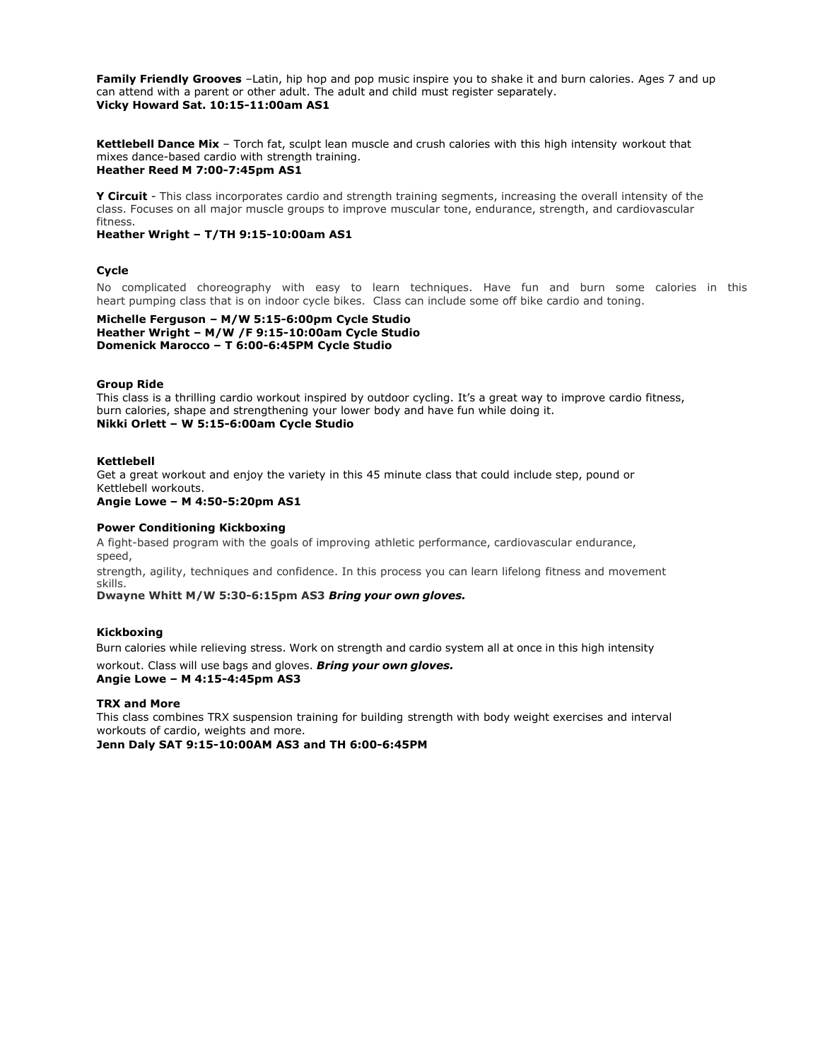**Family Friendly Grooves** –Latin, hip hop and pop music inspire you to shake it and burn calories. Ages 7 and up can attend with a parent or other adult. The adult and child must register separately.
**Vicky Howard Sat. 10:15-11:00am AS1**

**Kettlebell Dance Mix** – Torch fat, sculpt lean muscle and crush calories with this high intensity workout that mixes dance-based cardio with strength training.
**Heather Reed M 7:00-7:45pm AS1**

**Y Circuit** - This class incorporates cardio and strength training segments, increasing the overall intensity of the class. Focuses on all major muscle groups to improve muscular tone, endurance, strength, and cardiovascular fitness.
**Heather Wright – T/TH 9:15-10:00am AS1**

**Cycle**

No complicated choreography with easy to learn techniques. Have fun and burn some calories in this heart pumping class that is on indoor cycle bikes. Class can include some off bike cardio and toning.

**Michelle Ferguson – M/W 5:15-6:00pm Cycle Studio**
**Heather Wright – M/W /F 9:15-10:00am Cycle Studio**
**Domenick Marocco – T 6:00-6:45PM Cycle Studio**

**Group Ride**
This class is a thrilling cardio workout inspired by outdoor cycling. It's a great way to improve cardio fitness, burn calories, shape and strengthening your lower body and have fun while doing it.
**Nikki Orlett – W 5:15-6:00am Cycle Studio**

**Kettlebell**
Get a great workout and enjoy the variety in this 45 minute class that could include step, pound or Kettlebell workouts.
**Angie Lowe – M 4:50-5:20pm AS1**

**Power Conditioning Kickboxing**
A fight-based program with the goals of improving athletic performance, cardiovascular endurance, speed,
strength, agility, techniques and confidence. In this process you can learn lifelong fitness and movement skills.
**Dwayne Whitt M/W 5:30-6:15pm AS3** ***Bring your own gloves.***

**Kickboxing**
Burn calories while relieving stress. Work on strength and cardio system all at once in this high intensity workout. Class will use bags and gloves. ***Bring your own gloves.***
**Angie Lowe – M 4:15-4:45pm AS3**

**TRX and More**
This class combines TRX suspension training for building strength with body weight exercises and interval workouts of cardio, weights and more.
**Jenn Daly SAT 9:15-10:00AM AS3 and TH 6:00-6:45PM**